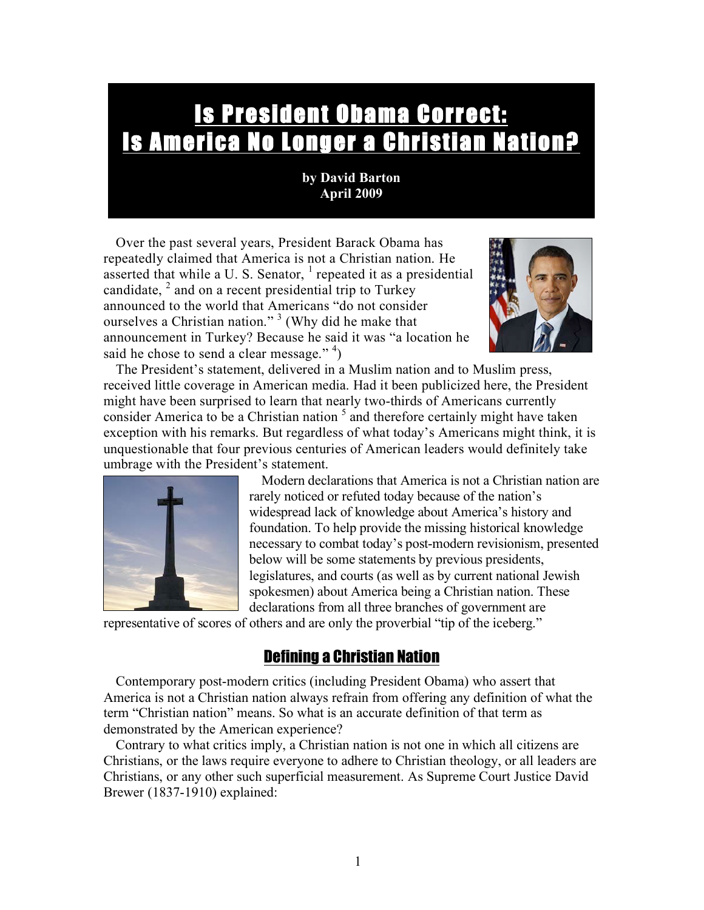# Is President Obama Correct: Is America No Longer a Christian Nation?

**by David Barton**
**April 2009**

Over the past several years, President Barack Obama has repeatedly claimed that America is not a Christian nation. He asserted that while a U. S. Senator, [1] repeated it as a presidential candidate, [2] and on a recent presidential trip to Turkey announced to the world that Americans "do not consider ourselves a Christian nation." [3] (Why did he make that announcement in Turkey? Because he said it was "a location he said he chose to send a clear message." [4])

The President's statement, delivered in a Muslim nation and to Muslim press, received little coverage in American media. Had it been publicized here, the President might have been surprised to learn that nearly two-thirds of Americans currently consider America to be a Christian nation [5] and therefore certainly might have taken exception with his remarks. But regardless of what today's Americans might think, it is unquestionable that four previous centuries of American leaders would definitely take umbrage with the President's statement.

Modern declarations that America is not a Christian nation are rarely noticed or refuted today because of the nation's widespread lack of knowledge about America's history and foundation. To help provide the missing historical knowledge necessary to combat today's post-modern revisionism, presented below will be some statements by previous presidents, legislatures, and courts (as well as by current national Jewish spokesmen) about America being a Christian nation. These declarations from all three branches of government are representative of scores of others and are only the proverbial "tip of the iceberg."

## Defining a Christian Nation

Contemporary post-modern critics (including President Obama) who assert that America is not a Christian nation always refrain from offering any definition of what the term "Christian nation" means. So what is an accurate definition of that term as demonstrated by the American experience?

Contrary to what critics imply, a Christian nation is not one in which all citizens are Christians, or the laws require everyone to adhere to Christian theology, or all leaders are Christians, or any other such superficial measurement. As Supreme Court Justice David Brewer (1837-1910) explained: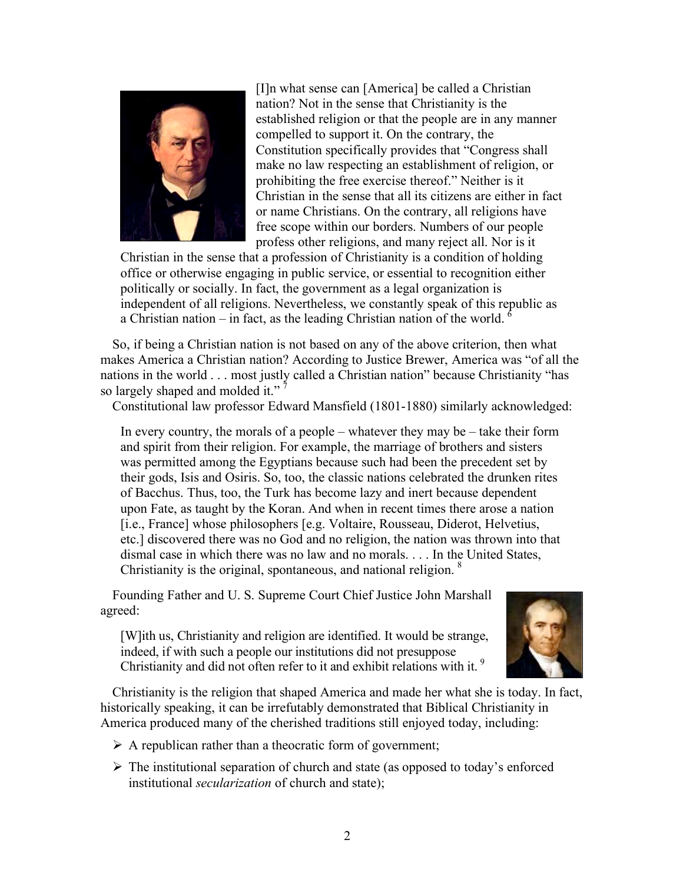> [I]n what sense can [America] be called a Christian nation? Not in the sense that Christianity is the established religion or that the people are in any manner compelled to support it. On the contrary, the Constitution specifically provides that "Congress shall make no law respecting an establishment of religion, or prohibiting the free exercise thereof." Neither is it Christian in the sense that all its citizens are either in fact or name Christians. On the contrary, all religions have free scope within our borders. Numbers of our people profess other religions, and many reject all. Nor is it Christian in the sense that a profession of Christianity is a condition of holding office or otherwise engaging in public service, or essential to recognition either politically or socially. In fact, the government as a legal organization is independent of all religions. Nevertheless, we constantly speak of this republic as a Christian nation – in fact, as the leading Christian nation of the world. [6]

So, if being a Christian nation is not based on any of the above criterion, then what makes America a Christian nation? According to Justice Brewer, America was "of all the nations in the world . . . most justly called a Christian nation" because Christianity "has so largely shaped and molded it." [7]

Constitutional law professor Edward Mansfield (1801-1880) similarly acknowledged:

> In every country, the morals of a people – whatever they may be – take their form and spirit from their religion. For example, the marriage of brothers and sisters was permitted among the Egyptians because such had been the precedent set by their gods, Isis and Osiris. So, too, the classic nations celebrated the drunken rites of Bacchus. Thus, too, the Turk has become lazy and inert because dependent upon Fate, as taught by the Koran. And when in recent times there arose a nation [i.e., France] whose philosophers [e.g. Voltaire, Rousseau, Diderot, Helvetius, etc.] discovered there was no God and no religion, the nation was thrown into that dismal case in which there was no law and no morals. . . . In the United States, Christianity is the original, spontaneous, and national religion. [8]

Founding Father and U. S. Supreme Court Chief Justice John Marshall agreed:

> [W]ith us, Christianity and religion are identified. It would be strange, indeed, if with such a people our institutions did not presuppose Christianity and did not often refer to it and exhibit relations with it. [9]

Christianity is the religion that shaped America and made her what she is today. In fact, historically speaking, it can be irrefutably demonstrated that Biblical Christianity in America produced many of the cherished traditions still enjoyed today, including:

- A republican rather than a theocratic form of government;
- The institutional separation of church and state (as opposed to today's enforced institutional *secularization* of church and state);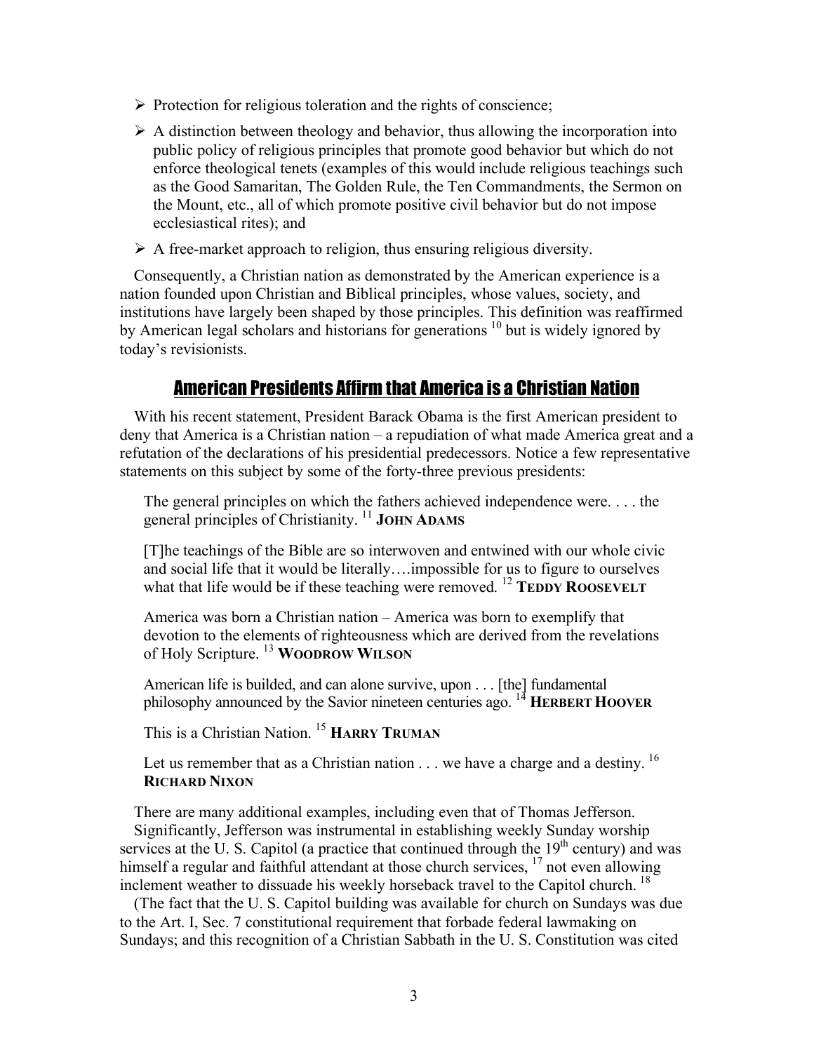- Protection for religious toleration and the rights of conscience;
- A distinction between theology and behavior, thus allowing the incorporation into public policy of religious principles that promote good behavior but which do not enforce theological tenets (examples of this would include religious teachings such as the Good Samaritan, The Golden Rule, the Ten Commandments, the Sermon on the Mount, etc., all of which promote positive civil behavior but do not impose ecclesiastical rites); and
- A free-market approach to religion, thus ensuring religious diversity.

Consequently, a Christian nation as demonstrated by the American experience is a nation founded upon Christian and Biblical principles, whose values, society, and institutions have largely been shaped by those principles. This definition was reaffirmed by American legal scholars and historians for generations [10] but is widely ignored by today's revisionists.

## American Presidents Affirm that America is a Christian Nation

With his recent statement, President Barack Obama is the first American president to deny that America is a Christian nation – a repudiation of what made America great and a refutation of the declarations of his presidential predecessors. Notice a few representative statements on this subject by some of the forty-three previous presidents:

> The general principles on which the fathers achieved independence were. . . . the general principles of Christianity. [11] **JOHN ADAMS**

> [T]he teachings of the Bible are so interwoven and entwined with our whole civic and social life that it would be literally….impossible for us to figure to ourselves what that life would be if these teaching were removed. [12] **TEDDY ROOSEVELT**

> America was born a Christian nation – America was born to exemplify that devotion to the elements of righteousness which are derived from the revelations of Holy Scripture. [13] **WOODROW WILSON**

> American life is builded, and can alone survive, upon . . . [the] fundamental philosophy announced by the Savior nineteen centuries ago. [14] **HERBERT HOOVER**

> This is a Christian Nation. [15] **HARRY TRUMAN**

> Let us remember that as a Christian nation . . . we have a charge and a destiny. [16] **RICHARD NIXON**

There are many additional examples, including even that of Thomas Jefferson. Significantly, Jefferson was instrumental in establishing weekly Sunday worship services at the U. S. Capitol (a practice that continued through the 19th century) and was himself a regular and faithful attendant at those church services, [17] not even allowing inclement weather to dissuade his weekly horseback travel to the Capitol church. [18]

(The fact that the U. S. Capitol building was available for church on Sundays was due to the Art. I, Sec. 7 constitutional requirement that forbade federal lawmaking on Sundays; and this recognition of a Christian Sabbath in the U. S. Constitution was cited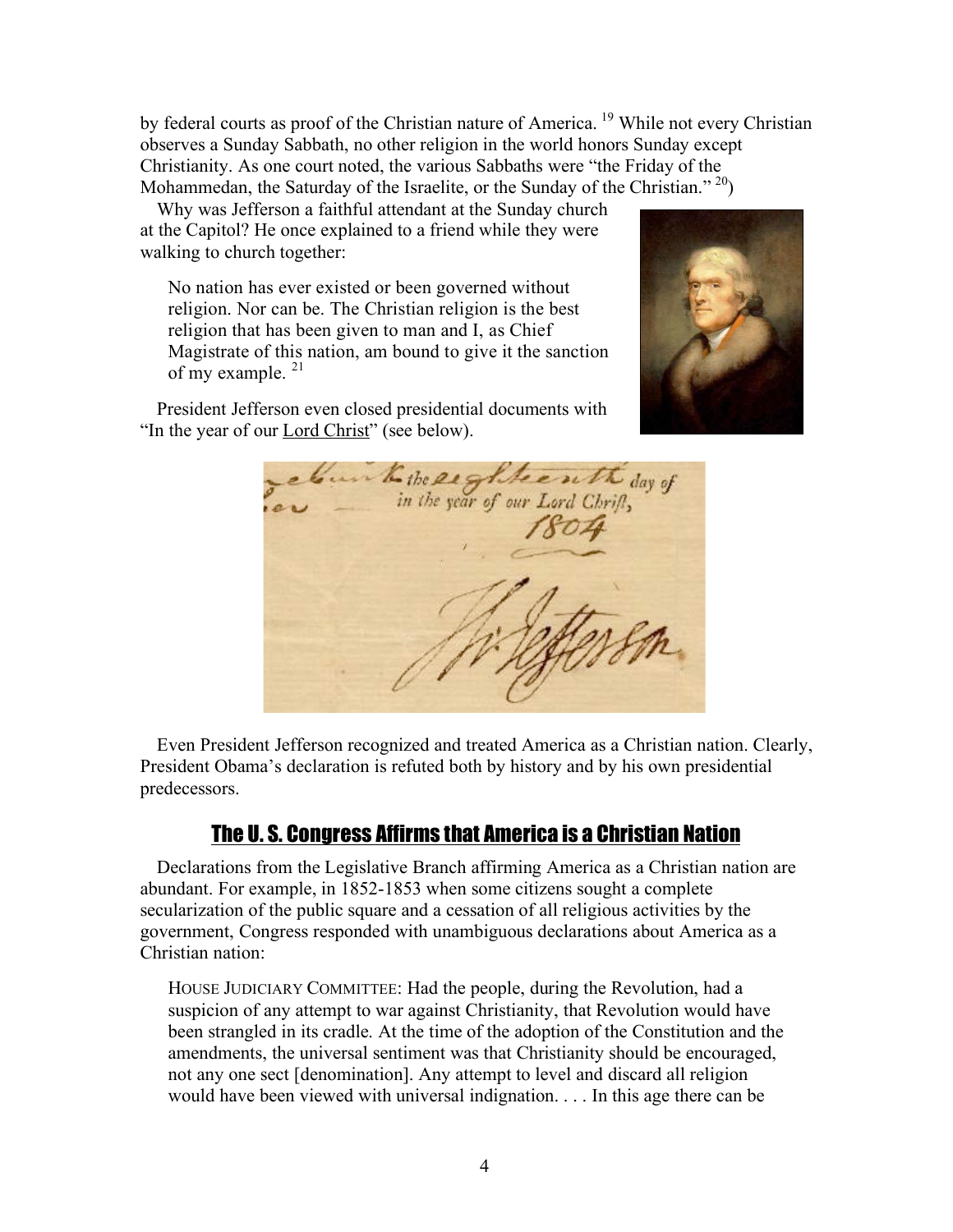by federal courts as proof of the Christian nature of America. [19] While not every Christian observes a Sunday Sabbath, no other religion in the world honors Sunday except Christianity. As one court noted, the various Sabbaths were "the Friday of the Mohammedan, the Saturday of the Israelite, or the Sunday of the Christian." [20])

Why was Jefferson a faithful attendant at the Sunday church at the Capitol? He once explained to a friend while they were walking to church together:

> No nation has ever existed or been governed without religion. Nor can be. The Christian religion is the best religion that has been given to man and I, as Chief Magistrate of this nation, am bound to give it the sanction of my example. [21]

President Jefferson even closed presidential documents with "In the year of our Lord Christ" (see below).

Even President Jefferson recognized and treated America as a Christian nation. Clearly, President Obama's declaration is refuted both by history and by his own presidential predecessors.

## The U. S. Congress Affirms that America is a Christian Nation

Declarations from the Legislative Branch affirming America as a Christian nation are abundant. For example, in 1852-1853 when some citizens sought a complete secularization of the public square and a cessation of all religious activities by the government, Congress responded with unambiguous declarations about America as a Christian nation:

> HOUSE JUDICIARY COMMITTEE: Had the people, during the Revolution, had a suspicion of any attempt to war against Christianity, that Revolution would have been strangled in its cradle. At the time of the adoption of the Constitution and the amendments, the universal sentiment was that Christianity should be encouraged, not any one sect [denomination]. Any attempt to level and discard all religion would have been viewed with universal indignation. . . . In this age there can be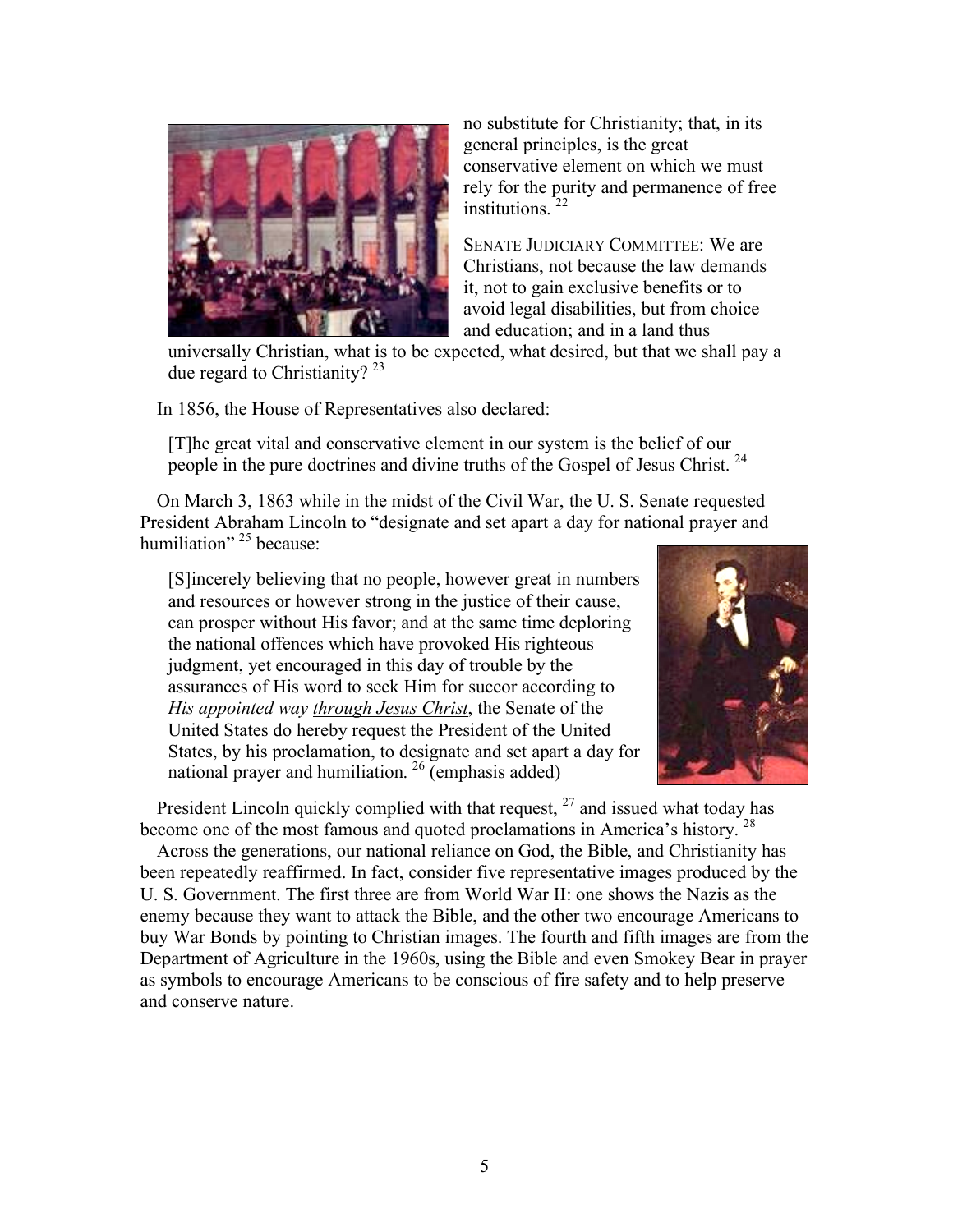no substitute for Christianity; that, in its general principles, is the great conservative element on which we must rely for the purity and permanence of free institutions. [22]

SENATE JUDICIARY COMMITTEE: We are Christians, not because the law demands it, not to gain exclusive benefits or to avoid legal disabilities, but from choice and education; and in a land thus universally Christian, what is to be expected, what desired, but that we shall pay a due regard to Christianity? [23]

In 1856, the House of Representatives also declared:

> [T]he great vital and conservative element in our system is the belief of our people in the pure doctrines and divine truths of the Gospel of Jesus Christ. [24]

On March 3, 1863 while in the midst of the Civil War, the U. S. Senate requested President Abraham Lincoln to "designate and set apart a day for national prayer and humiliation" [25] because:

> [S]incerely believing that no people, however great in numbers and resources or however strong in the justice of their cause, can prosper without His favor; and at the same time deploring the national offences which have provoked His righteous judgment, yet encouraged in this day of trouble by the assurances of His word to seek Him for succor according to *His appointed way* <u>*through Jesus Christ*</u>, the Senate of the United States do hereby request the President of the United States, by his proclamation, to designate and set apart a day for national prayer and humiliation. [26] (emphasis added)

President Lincoln quickly complied with that request, [27] and issued what today has become one of the most famous and quoted proclamations in America's history. [28]

Across the generations, our national reliance on God, the Bible, and Christianity has been repeatedly reaffirmed. In fact, consider five representative images produced by the U. S. Government. The first three are from World War II: one shows the Nazis as the enemy because they want to attack the Bible, and the other two encourage Americans to buy War Bonds by pointing to Christian images. The fourth and fifth images are from the Department of Agriculture in the 1960s, using the Bible and even Smokey Bear in prayer as symbols to encourage Americans to be conscious of fire safety and to help preserve and conserve nature.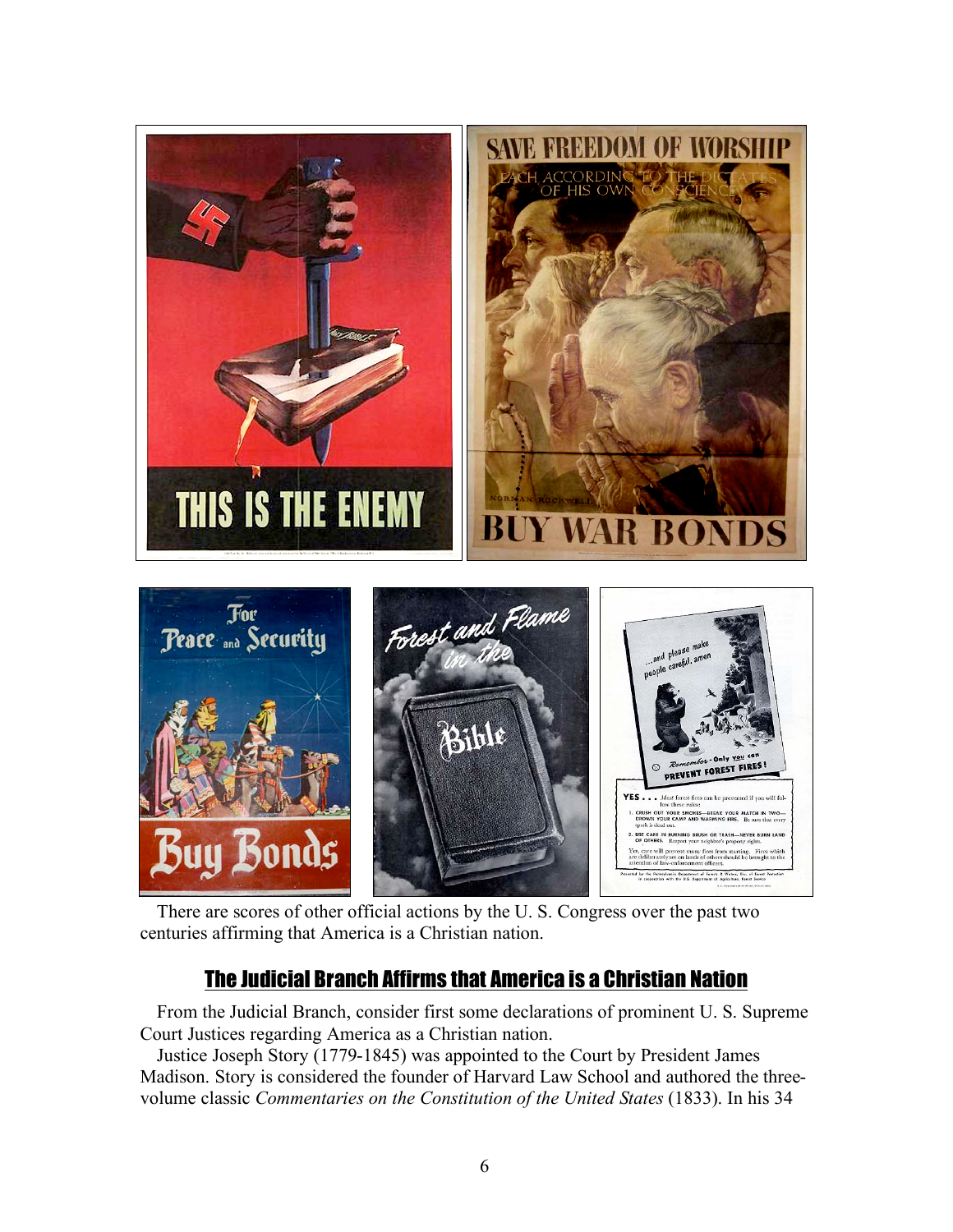There are scores of other official actions by the U. S. Congress over the past two centuries affirming that America is a Christian nation.

## The Judicial Branch Affirms that America is a Christian Nation

From the Judicial Branch, consider first some declarations of prominent U. S. Supreme Court Justices regarding America as a Christian nation.

Justice Joseph Story (1779-1845) was appointed to the Court by President James Madison. Story is considered the founder of Harvard Law School and authored the three-volume classic *Commentaries on the Constitution of the United States* (1833). In his 34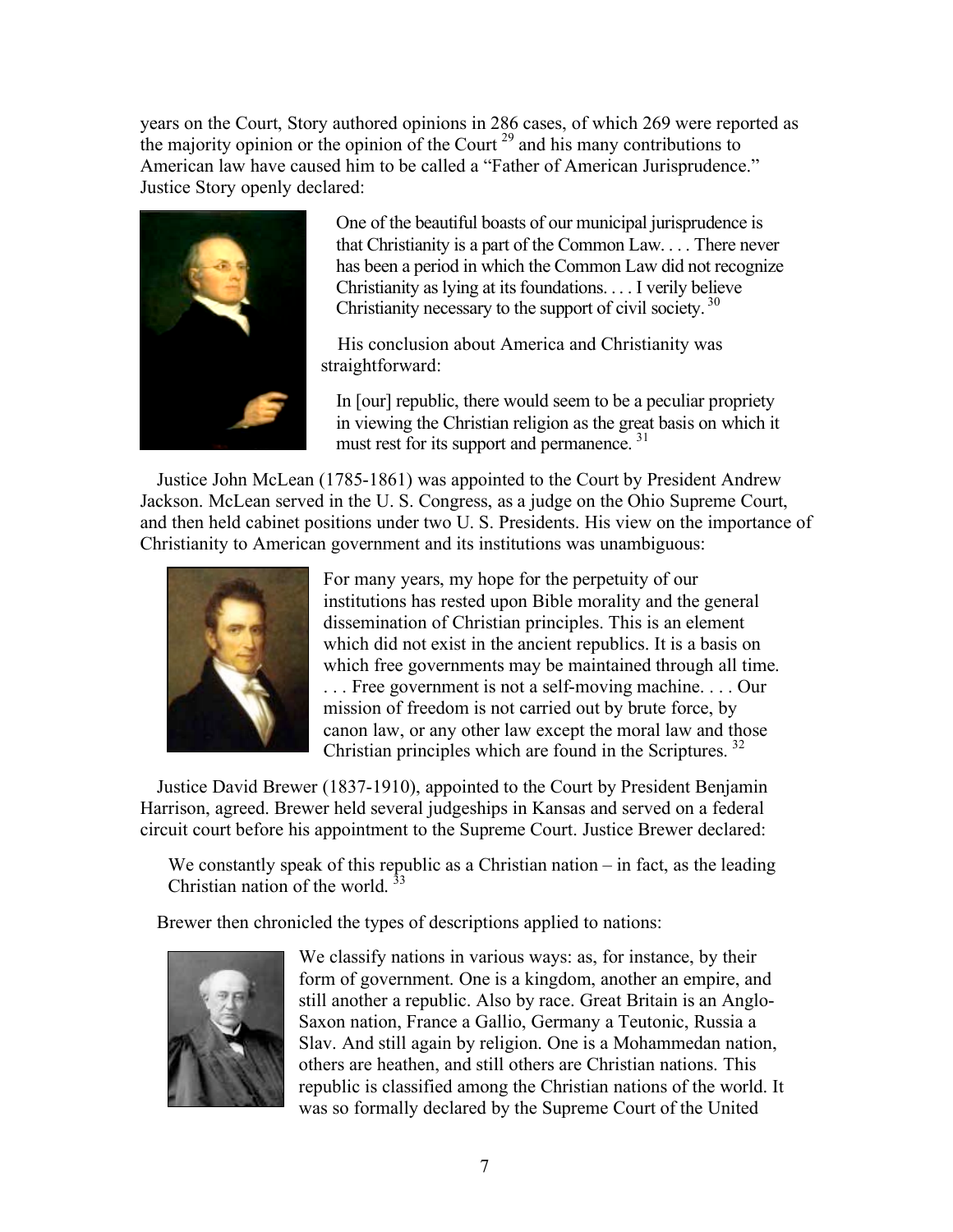years on the Court, Story authored opinions in 286 cases, of which 269 were reported as the majority opinion or the opinion of the Court [29] and his many contributions to American law have caused him to be called a "Father of American Jurisprudence." Justice Story openly declared:

> One of the beautiful boasts of our municipal jurisprudence is that Christianity is a part of the Common Law. . . . There never has been a period in which the Common Law did not recognize Christianity as lying at its foundations. . . . I verily believe Christianity necessary to the support of civil society. [30]

His conclusion about America and Christianity was straightforward:

> In [our] republic, there would seem to be a peculiar propriety in viewing the Christian religion as the great basis on which it must rest for its support and permanence. [31]

Justice John McLean (1785-1861) was appointed to the Court by President Andrew Jackson. McLean served in the U. S. Congress, as a judge on the Ohio Supreme Court, and then held cabinet positions under two U. S. Presidents. His view on the importance of Christianity to American government and its institutions was unambiguous:

> For many years, my hope for the perpetuity of our institutions has rested upon Bible morality and the general dissemination of Christian principles. This is an element which did not exist in the ancient republics. It is a basis on which free governments may be maintained through all time. . . . Free government is not a self-moving machine. . . . Our mission of freedom is not carried out by brute force, by canon law, or any other law except the moral law and those Christian principles which are found in the Scriptures. [32]

Justice David Brewer (1837-1910), appointed to the Court by President Benjamin Harrison, agreed. Brewer held several judgeships in Kansas and served on a federal circuit court before his appointment to the Supreme Court. Justice Brewer declared:

> We constantly speak of this republic as a Christian nation – in fact, as the leading Christian nation of the world. [33]

Brewer then chronicled the types of descriptions applied to nations:

> We classify nations in various ways: as, for instance, by their form of government. One is a kingdom, another an empire, and still another a republic. Also by race. Great Britain is an Anglo-Saxon nation, France a Gallio, Germany a Teutonic, Russia a Slav. And still again by religion. One is a Mohammedan nation, others are heathen, and still others are Christian nations. This republic is classified among the Christian nations of the world. It was so formally declared by the Supreme Court of the United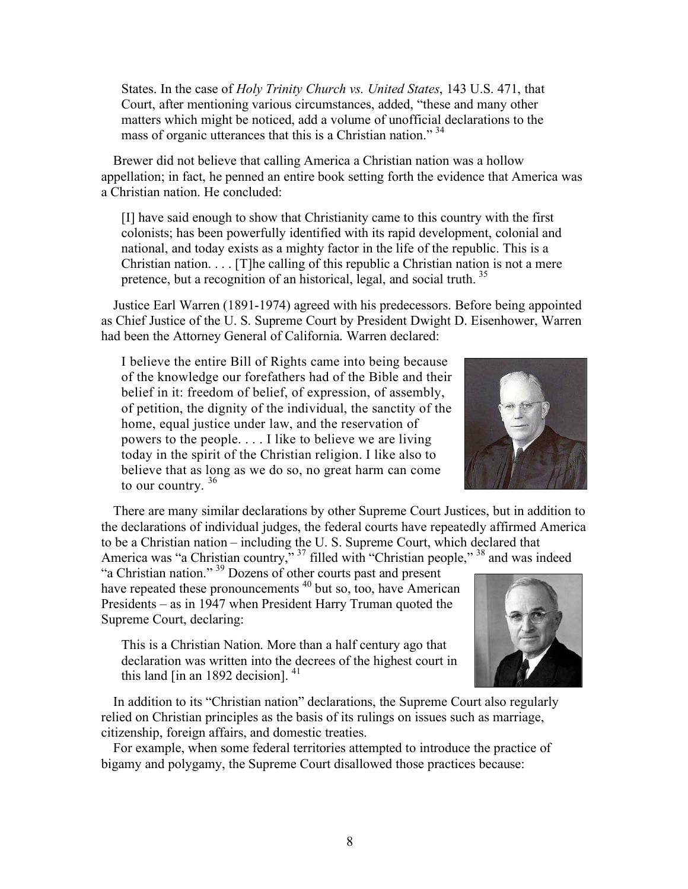> States. In the case of *Holy Trinity Church vs. United States*, 143 U.S. 471, that Court, after mentioning various circumstances, added, "these and many other matters which might be noticed, add a volume of unofficial declarations to the mass of organic utterances that this is a Christian nation." [34]

Brewer did not believe that calling America a Christian nation was a hollow appellation; in fact, he penned an entire book setting forth the evidence that America was a Christian nation. He concluded:

> [I] have said enough to show that Christianity came to this country with the first colonists; has been powerfully identified with its rapid development, colonial and national, and today exists as a mighty factor in the life of the republic. This is a Christian nation. . . . [T]he calling of this republic a Christian nation is not a mere pretence, but a recognition of an historical, legal, and social truth. [35]

Justice Earl Warren (1891-1974) agreed with his predecessors. Before being appointed as Chief Justice of the U. S. Supreme Court by President Dwight D. Eisenhower, Warren had been the Attorney General of California. Warren declared:

> I believe the entire Bill of Rights came into being because of the knowledge our forefathers had of the Bible and their belief in it: freedom of belief, of expression, of assembly, of petition, the dignity of the individual, the sanctity of the home, equal justice under law, and the reservation of powers to the people. . . . I like to believe we are living today in the spirit of the Christian religion. I like also to believe that as long as we do so, no great harm can come to our country. [36]

There are many similar declarations by other Supreme Court Justices, but in addition to the declarations of individual judges, the federal courts have repeatedly affirmed America to be a Christian nation – including the U. S. Supreme Court, which declared that America was "a Christian country," [37] filled with "Christian people," [38] and was indeed "a Christian nation." [39] Dozens of other courts past and present have repeated these pronouncements [40] but so, too, have American Presidents – as in 1947 when President Harry Truman quoted the Supreme Court, declaring:

> This is a Christian Nation. More than a half century ago that declaration was written into the decrees of the highest court in this land [in an 1892 decision]. [41]

In addition to its "Christian nation" declarations, the Supreme Court also regularly relied on Christian principles as the basis of its rulings on issues such as marriage, citizenship, foreign affairs, and domestic treaties.

For example, when some federal territories attempted to introduce the practice of bigamy and polygamy, the Supreme Court disallowed those practices because: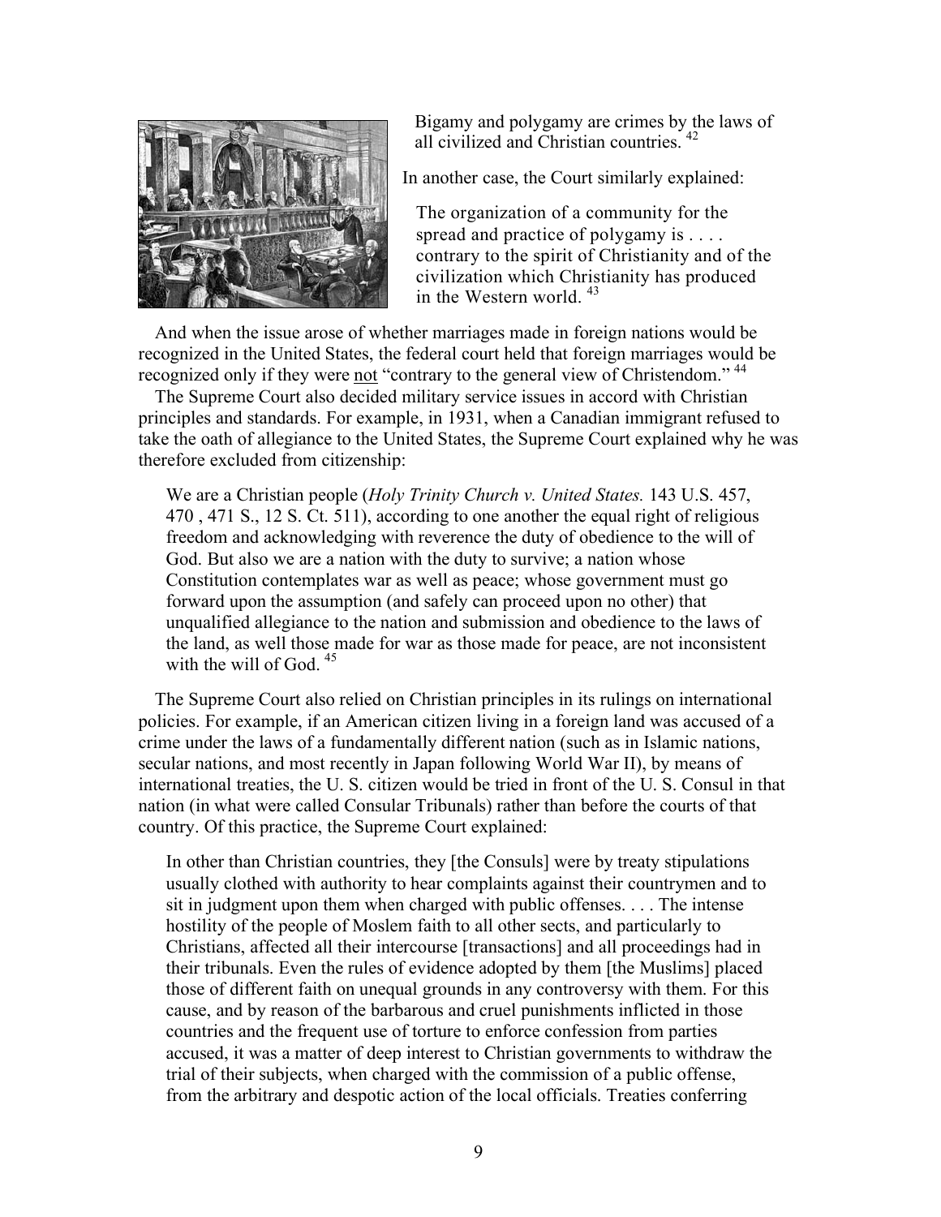> Bigamy and polygamy are crimes by the laws of all civilized and Christian countries. [42]

In another case, the Court similarly explained:

> The organization of a community for the spread and practice of polygamy is . . . . contrary to the spirit of Christianity and of the civilization which Christianity has produced in the Western world. [43]

And when the issue arose of whether marriages made in foreign nations would be recognized in the United States, the federal court held that foreign marriages would be recognized only if they were not "contrary to the general view of Christendom." [44]

The Supreme Court also decided military service issues in accord with Christian principles and standards. For example, in 1931, when a Canadian immigrant refused to take the oath of allegiance to the United States, the Supreme Court explained why he was therefore excluded from citizenship:

> We are a Christian people (*Holy Trinity Church v. United States.* 143 U.S. 457, 470 , 471 S., 12 S. Ct. 511), according to one another the equal right of religious freedom and acknowledging with reverence the duty of obedience to the will of God. But also we are a nation with the duty to survive; a nation whose Constitution contemplates war as well as peace; whose government must go forward upon the assumption (and safely can proceed upon no other) that unqualified allegiance to the nation and submission and obedience to the laws of the land, as well those made for war as those made for peace, are not inconsistent with the will of God. [45]

The Supreme Court also relied on Christian principles in its rulings on international policies. For example, if an American citizen living in a foreign land was accused of a crime under the laws of a fundamentally different nation (such as in Islamic nations, secular nations, and most recently in Japan following World War II), by means of international treaties, the U. S. citizen would be tried in front of the U. S. Consul in that nation (in what were called Consular Tribunals) rather than before the courts of that country. Of this practice, the Supreme Court explained:

> In other than Christian countries, they [the Consuls] were by treaty stipulations usually clothed with authority to hear complaints against their countrymen and to sit in judgment upon them when charged with public offenses. . . . The intense hostility of the people of Moslem faith to all other sects, and particularly to Christians, affected all their intercourse [transactions] and all proceedings had in their tribunals. Even the rules of evidence adopted by them [the Muslims] placed those of different faith on unequal grounds in any controversy with them. For this cause, and by reason of the barbarous and cruel punishments inflicted in those countries and the frequent use of torture to enforce confession from parties accused, it was a matter of deep interest to Christian governments to withdraw the trial of their subjects, when charged with the commission of a public offense, from the arbitrary and despotic action of the local officials. Treaties conferring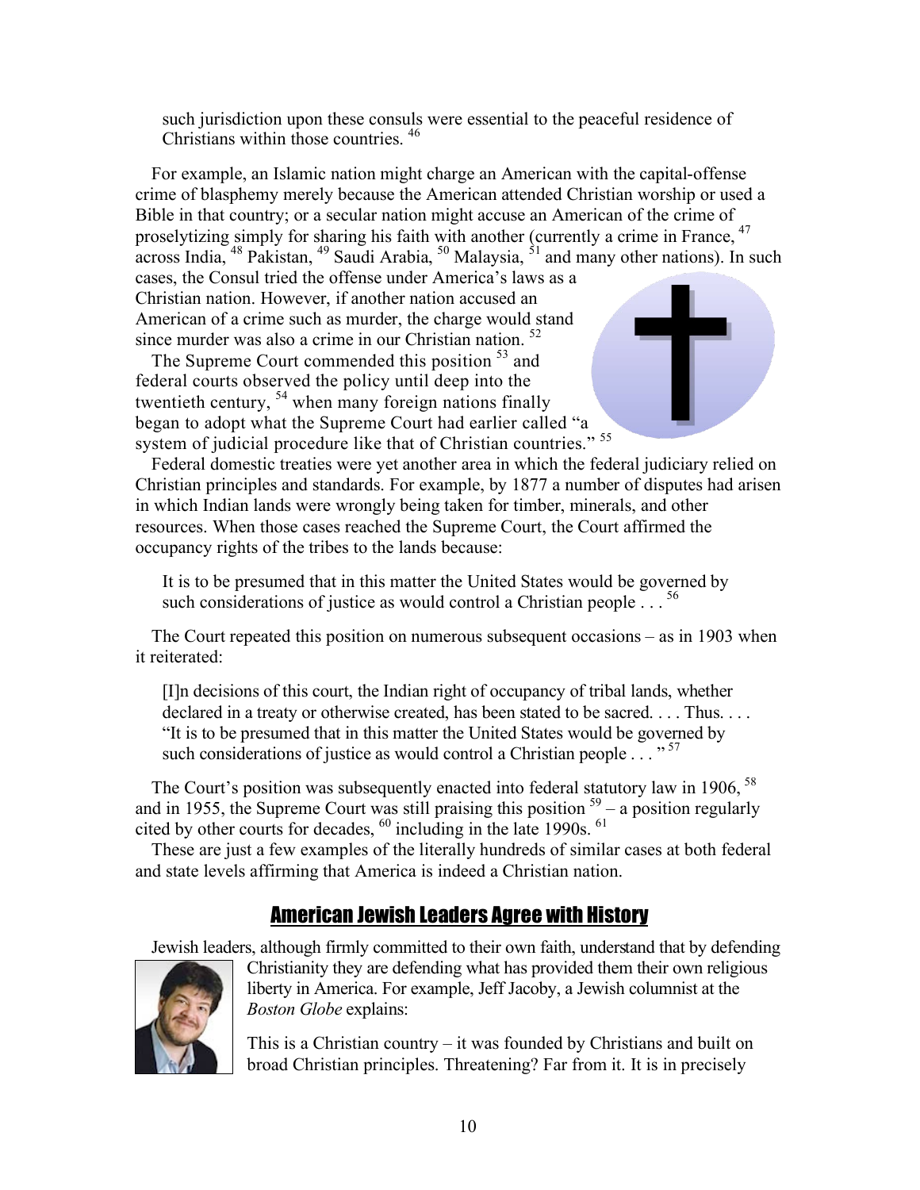such jurisdiction upon these consuls were essential to the peaceful residence of Christians within those countries. [46]

For example, an Islamic nation might charge an American with the capital-offense crime of blasphemy merely because the American attended Christian worship or used a Bible in that country; or a secular nation might accuse an American of the crime of proselytizing simply for sharing his faith with another (currently a crime in France, [47] across India, [48] Pakistan, [49] Saudi Arabia, [50] Malaysia, [51] and many other nations). In such cases, the Consul tried the offense under America's laws as a Christian nation. However, if another nation accused an American of a crime such as murder, the charge would stand since murder was also a crime in our Christian nation. [52]

The Supreme Court commended this position [53] and federal courts observed the policy until deep into the twentieth century, [54] when many foreign nations finally began to adopt what the Supreme Court had earlier called "a system of judicial procedure like that of Christian countries." [55]

Federal domestic treaties were yet another area in which the federal judiciary relied on Christian principles and standards. For example, by 1877 a number of disputes had arisen in which Indian lands were wrongly being taken for timber, minerals, and other resources. When those cases reached the Supreme Court, the Court affirmed the occupancy rights of the tribes to the lands because:

> It is to be presumed that in this matter the United States would be governed by such considerations of justice as would control a Christian people . . . [56]

The Court repeated this position on numerous subsequent occasions – as in 1903 when it reiterated:

> [I]n decisions of this court, the Indian right of occupancy of tribal lands, whether declared in a treaty or otherwise created, has been stated to be sacred. . . . Thus. . . . "It is to be presumed that in this matter the United States would be governed by such considerations of justice as would control a Christian people . . . " [57]

The Court's position was subsequently enacted into federal statutory law in 1906, [58] and in 1955, the Supreme Court was still praising this position [59] – a position regularly cited by other courts for decades, [60] including in the late 1990s. [61]

These are just a few examples of the literally hundreds of similar cases at both federal and state levels affirming that America is indeed a Christian nation.

## American Jewish Leaders Agree with History

Jewish leaders, although firmly committed to their own faith, understand that by defending Christianity they are defending what has provided them their own religious liberty in America. For example, Jeff Jacoby, a Jewish columnist at the *Boston Globe* explains:

> This is a Christian country – it was founded by Christians and built on broad Christian principles. Threatening? Far from it. It is in precisely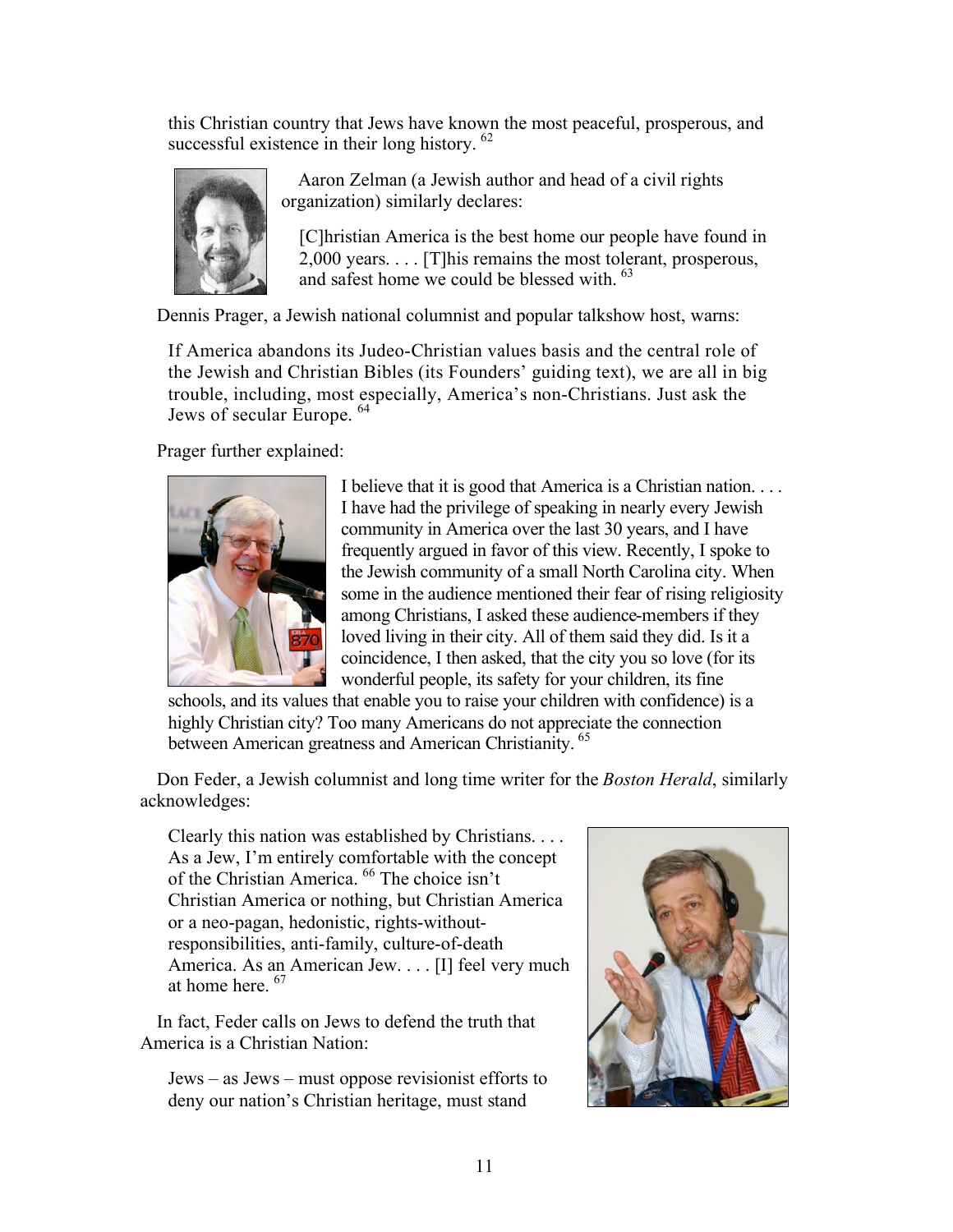this Christian country that Jews have known the most peaceful, prosperous, and successful existence in their long history. [62]

Aaron Zelman (a Jewish author and head of a civil rights organization) similarly declares:

> [C]hristian America is the best home our people have found in 2,000 years. . . . [T]his remains the most tolerant, prosperous, and safest home we could be blessed with. [63]

Dennis Prager, a Jewish national columnist and popular talkshow host, warns:

> If America abandons its Judeo-Christian values basis and the central role of the Jewish and Christian Bibles (its Founders' guiding text), we are all in big trouble, including, most especially, America's non-Christians. Just ask the Jews of secular Europe. [64]

Prager further explained:

> I believe that it is good that America is a Christian nation. . . . I have had the privilege of speaking in nearly every Jewish community in America over the last 30 years, and I have frequently argued in favor of this view. Recently, I spoke to the Jewish community of a small North Carolina city. When some in the audience mentioned their fear of rising religiosity among Christians, I asked these audience-members if they loved living in their city. All of them said they did. Is it a coincidence, I then asked, that the city you so love (for its wonderful people, its safety for your children, its fine schools, and its values that enable you to raise your children with confidence) is a highly Christian city? Too many Americans do not appreciate the connection between American greatness and American Christianity. [65]

Don Feder, a Jewish columnist and long time writer for the *Boston Herald*, similarly acknowledges:

> Clearly this nation was established by Christians. . . . As a Jew, I'm entirely comfortable with the concept of the Christian America. [66] The choice isn't Christian America or nothing, but Christian America or a neo-pagan, hedonistic, rights-without-responsibilities, anti-family, culture-of-death America. As an American Jew. . . . [I] feel very much at home here. [67]

In fact, Feder calls on Jews to defend the truth that America is a Christian Nation:

> Jews – as Jews – must oppose revisionist efforts to deny our nation's Christian heritage, must stand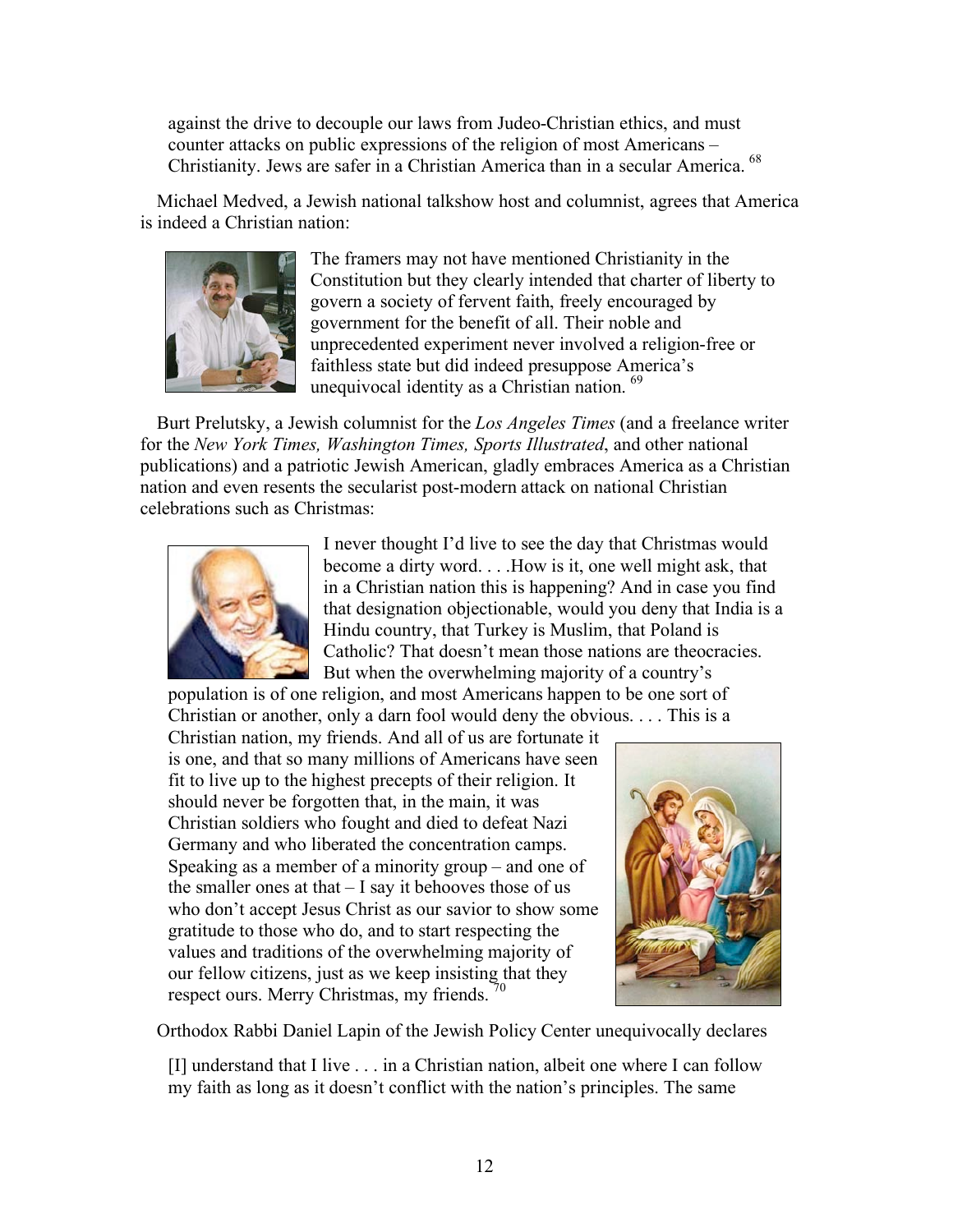> against the drive to decouple our laws from Judeo-Christian ethics, and must counter attacks on public expressions of the religion of most Americans – Christianity. Jews are safer in a Christian America than in a secular America. [68]

Michael Medved, a Jewish national talkshow host and columnist, agrees that America is indeed a Christian nation:

> The framers may not have mentioned Christianity in the Constitution but they clearly intended that charter of liberty to govern a society of fervent faith, freely encouraged by government for the benefit of all. Their noble and unprecedented experiment never involved a religion-free or faithless state but did indeed presuppose America's unequivocal identity as a Christian nation. [69]

Burt Prelutsky, a Jewish columnist for the *Los Angeles Times* (and a freelance writer for the *New York Times, Washington Times, Sports Illustrated*, and other national publications) and a patriotic Jewish American, gladly embraces America as a Christian nation and even resents the secularist post-modern attack on national Christian celebrations such as Christmas:

> I never thought I'd live to see the day that Christmas would become a dirty word. . . .How is it, one well might ask, that in a Christian nation this is happening? And in case you find that designation objectionable, would you deny that India is a Hindu country, that Turkey is Muslim, that Poland is Catholic? That doesn't mean those nations are theocracies. But when the overwhelming majority of a country's population is of one religion, and most Americans happen to be one sort of Christian or another, only a darn fool would deny the obvious. . . . This is a Christian nation, my friends. And all of us are fortunate it is one, and that so many millions of Americans have seen fit to live up to the highest precepts of their religion. It should never be forgotten that, in the main, it was Christian soldiers who fought and died to defeat Nazi Germany and who liberated the concentration camps. Speaking as a member of a minority group – and one of the smaller ones at that – I say it behooves those of us who don't accept Jesus Christ as our savior to show some gratitude to those who do, and to start respecting the values and traditions of the overwhelming majority of our fellow citizens, just as we keep insisting that they respect ours. Merry Christmas, my friends. [70]

Orthodox Rabbi Daniel Lapin of the Jewish Policy Center unequivocally declares

> [I] understand that I live . . . in a Christian nation, albeit one where I can follow my faith as long as it doesn't conflict with the nation's principles. The same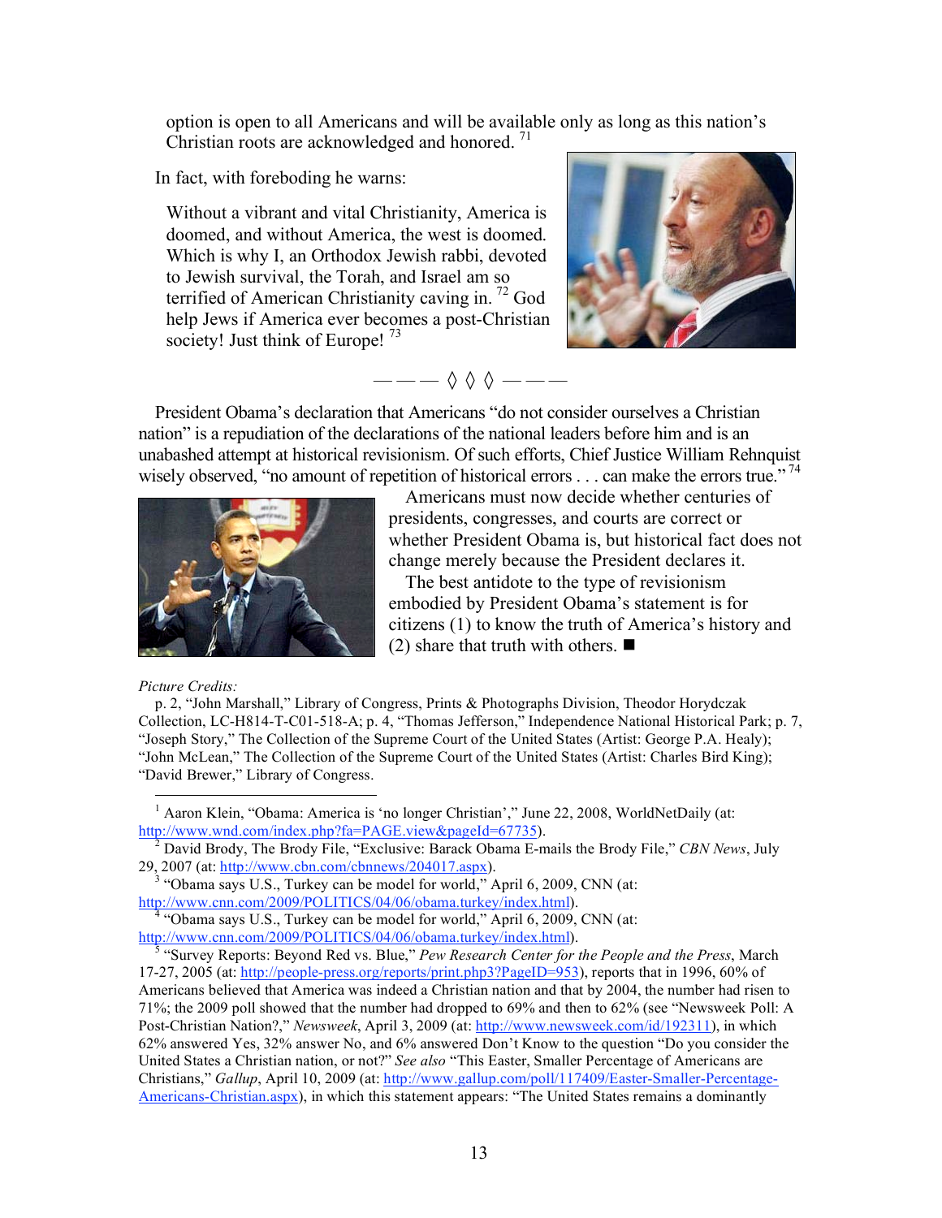option is open to all Americans and will be available only as long as this nation's Christian roots are acknowledged and honored. [71]

In fact, with foreboding he warns:

> Without a vibrant and vital Christianity, America is doomed, and without America, the west is doomed. Which is why I, an Orthodox Jewish rabbi, devoted to Jewish survival, the Torah, and Israel am so terrified of American Christianity caving in. [72] God help Jews if America ever becomes a post-Christian society! Just think of Europe! [73]

——— ◊ ◊ ◊ ———

President Obama's declaration that Americans "do not consider ourselves a Christian nation" is a repudiation of the declarations of the national leaders before him and is an unabashed attempt at historical revisionism. Of such efforts, Chief Justice William Rehnquist wisely observed, "no amount of repetition of historical errors . . . can make the errors true." [74]

Americans must now decide whether centuries of presidents, congresses, and courts are correct or whether President Obama is, but historical fact does not change merely because the President declares it.

The best antidote to the type of revisionism embodied by President Obama's statement is for citizens (1) to know the truth of America's history and (2) share that truth with others. ■

*Picture Credits:*

p. 2, "John Marshall," Library of Congress, Prints & Photographs Division, Theodor Horydczak Collection, LC-H814-T-C01-518-A; p. 4, "Thomas Jefferson," Independence National Historical Park; p. 7, "Joseph Story," The Collection of the Supreme Court of the United States (Artist: George P.A. Healy); "John McLean," The Collection of the Supreme Court of the United States (Artist: Charles Bird King); "David Brewer," Library of Congress.

---

[1] Aaron Klein, "Obama: America is 'no longer Christian'," June 22, 2008, WorldNetDaily (at: http://www.wnd.com/index.php?fa=PAGE.view&pageId=67735).

[2] David Brody, The Brody File, "Exclusive: Barack Obama E-mails the Brody File," *CBN News*, July 29, 2007 (at: http://www.cbn.com/cbnnews/204017.aspx).

[3] "Obama says U.S., Turkey can be model for world," April 6, 2009, CNN (at: http://www.cnn.com/2009/POLITICS/04/06/obama.turkey/index.html).

[4] "Obama says U.S., Turkey can be model for world," April 6, 2009, CNN (at: http://www.cnn.com/2009/POLITICS/04/06/obama.turkey/index.html).

[5] "Survey Reports: Beyond Red vs. Blue," *Pew Research Center for the People and the Press*, March 17-27, 2005 (at: http://people-press.org/reports/print.php3?PageID=953), reports that in 1996, 60% of Americans believed that America was indeed a Christian nation and that by 2004, the number had risen to 71%; the 2009 poll showed that the number had dropped to 69% and then to 62% (see "Newsweek Poll: A Post-Christian Nation?," *Newsweek*, April 3, 2009 (at: http://www.newsweek.com/id/192311), in which 62% answered Yes, 32% answer No, and 6% answered Don't Know to the question "Do you consider the United States a Christian nation, or not?" *See also* "This Easter, Smaller Percentage of Americans are Christians," *Gallup*, April 10, 2009 (at: http://www.gallup.com/poll/117409/Easter-Smaller-Percentage-Americans-Christian.aspx), in which this statement appears: "The United States remains a dominantly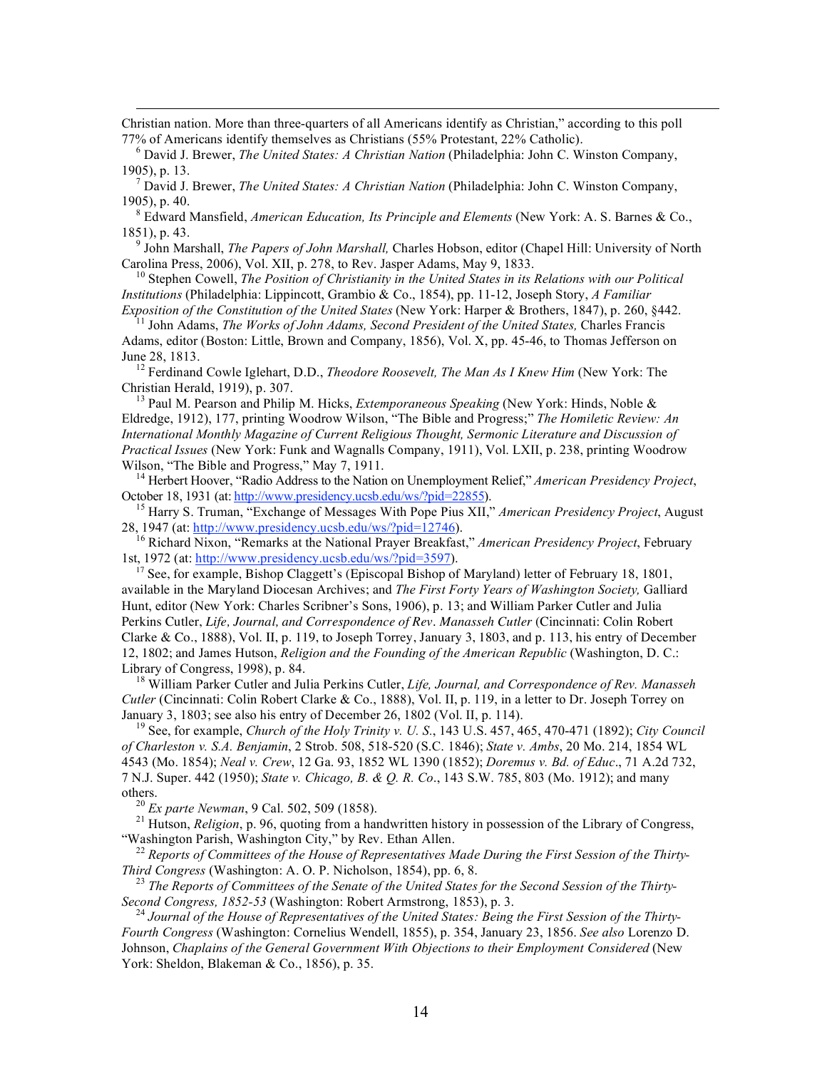Christian nation. More than three-quarters of all Americans identify as Christian," according to this poll 77% of Americans identify themselves as Christians (55% Protestant, 22% Catholic).

[6] David J. Brewer, *The United States: A Christian Nation* (Philadelphia: John C. Winston Company, 1905), p. 13.

[7] David J. Brewer, *The United States: A Christian Nation* (Philadelphia: John C. Winston Company, 1905), p. 40.

[8] Edward Mansfield, *American Education, Its Principle and Elements* (New York: A. S. Barnes & Co., 1851), p. 43.

[9] John Marshall, *The Papers of John Marshall,* Charles Hobson, editor (Chapel Hill: University of North Carolina Press, 2006), Vol. XII, p. 278, to Rev. Jasper Adams, May 9, 1833.

[10] Stephen Cowell, *The Position of Christianity in the United States in its Relations with our Political Institutions* (Philadelphia: Lippincott, Grambio & Co., 1854), pp. 11-12, Joseph Story, *A Familiar Exposition of the Constitution of the United States* (New York: Harper & Brothers, 1847), p. 260, §442.

[11] John Adams, *The Works of John Adams, Second President of the United States,* Charles Francis Adams, editor (Boston: Little, Brown and Company, 1856), Vol. X, pp. 45-46, to Thomas Jefferson on June 28, 1813.

[12] Ferdinand Cowle Iglehart, D.D., *Theodore Roosevelt, The Man As I Knew Him* (New York: The Christian Herald, 1919), p. 307.

[13] Paul M. Pearson and Philip M. Hicks, *Extemporaneous Speaking* (New York: Hinds, Noble & Eldredge, 1912), 177, printing Woodrow Wilson, "The Bible and Progress;" *The Homiletic Review: An International Monthly Magazine of Current Religious Thought, Sermonic Literature and Discussion of Practical Issues* (New York: Funk and Wagnalls Company, 1911), Vol. LXII, p. 238, printing Woodrow Wilson, "The Bible and Progress," May 7, 1911.

[14] Herbert Hoover, "Radio Address to the Nation on Unemployment Relief," *American Presidency Project*, October 18, 1931 (at: http://www.presidency.ucsb.edu/ws/?pid=22855).

[15] Harry S. Truman, "Exchange of Messages With Pope Pius XII," *American Presidency Project*, August 28, 1947 (at: http://www.presidency.ucsb.edu/ws/?pid=12746).

[16] Richard Nixon, "Remarks at the National Prayer Breakfast," *American Presidency Project*, February 1st, 1972 (at: http://www.presidency.ucsb.edu/ws/?pid=3597).

[17] See, for example, Bishop Claggett's (Episcopal Bishop of Maryland) letter of February 18, 1801, available in the Maryland Diocesan Archives; and *The First Forty Years of Washington Society,* Galliard Hunt, editor (New York: Charles Scribner's Sons, 1906), p. 13; and William Parker Cutler and Julia Perkins Cutler, *Life, Journal, and Correspondence of Rev. Manasseh Cutler* (Cincinnati: Colin Robert Clarke & Co., 1888), Vol. II, p. 119, to Joseph Torrey, January 3, 1803, and p. 113, his entry of December 12, 1802; and James Hutson, *Religion and the Founding of the American Republic* (Washington, D. C.: Library of Congress, 1998), p. 84.

[18] William Parker Cutler and Julia Perkins Cutler, *Life, Journal, and Correspondence of Rev. Manasseh Cutler* (Cincinnati: Colin Robert Clarke & Co., 1888), Vol. II, p. 119, in a letter to Dr. Joseph Torrey on January 3, 1803; see also his entry of December 26, 1802 (Vol. II, p. 114).

[19] See, for example, *Church of the Holy Trinity v. U. S.*, 143 U.S. 457, 465, 470-471 (1892); *City Council of Charleston v. S.A. Benjamin*, 2 Strob. 508, 518-520 (S.C. 1846); *State v. Ambs*, 20 Mo. 214, 1854 WL 4543 (Mo. 1854); *Neal v. Crew*, 12 Ga. 93, 1852 WL 1390 (1852); *Doremus v. Bd. of Educ*., 71 A.2d 732, 7 N.J. Super. 442 (1950); *State v. Chicago, B. & Q. R. Co*., 143 S.W. 785, 803 (Mo. 1912); and many others.

[20] *Ex parte Newman*, 9 Cal. 502, 509 (1858).

[21] Hutson, *Religion*, p. 96, quoting from a handwritten history in possession of the Library of Congress, "Washington Parish, Washington City," by Rev. Ethan Allen.

[22] *Reports of Committees of the House of Representatives Made During the First Session of the Thirty-Third Congress* (Washington: A. O. P. Nicholson, 1854), pp. 6, 8.

[23] *The Reports of Committees of the Senate of the United States for the Second Session of the Thirty-Second Congress, 1852-53* (Washington: Robert Armstrong, 1853), p. 3.

[24] *Journal of the House of Representatives of the United States: Being the First Session of the Thirty-Fourth Congress* (Washington: Cornelius Wendell, 1855), p. 354, January 23, 1856. *See also* Lorenzo D. Johnson, *Chaplains of the General Government With Objections to their Employment Considered* (New York: Sheldon, Blakeman & Co., 1856), p. 35.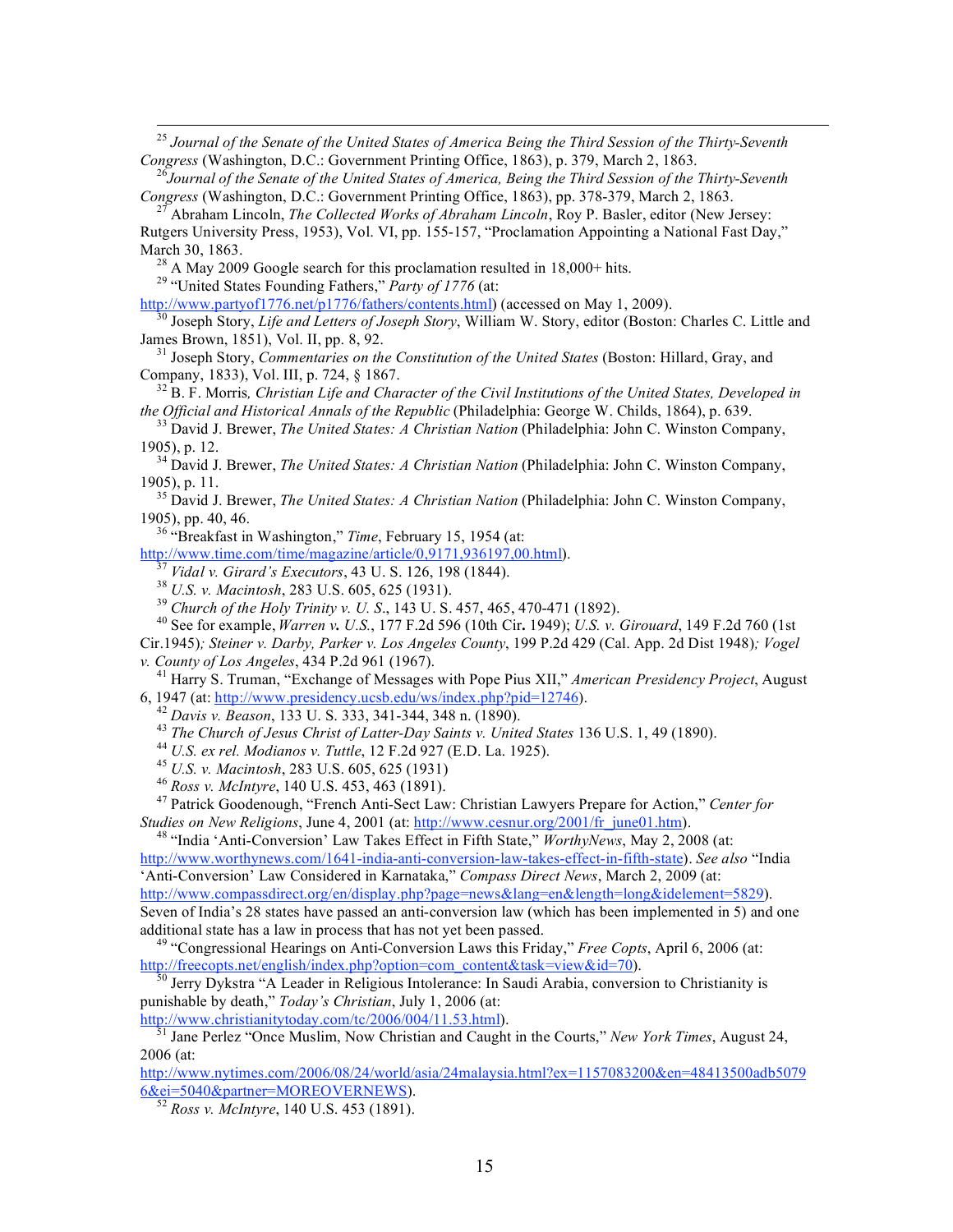[25] *Journal of the Senate of the United States of America Being the Third Session of the Thirty-Seventh Congress* (Washington, D.C.: Government Printing Office, 1863), p. 379, March 2, 1863.

[26] *Journal of the Senate of the United States of America, Being the Third Session of the Thirty-Seventh Congress* (Washington, D.C.: Government Printing Office, 1863), pp. 378-379, March 2, 1863.

[27] Abraham Lincoln, *The Collected Works of Abraham Lincoln*, Roy P. Basler, editor (New Jersey: Rutgers University Press, 1953), Vol. VI, pp. 155-157, "Proclamation Appointing a National Fast Day," March 30, 1863.

[28] A May 2009 Google search for this proclamation resulted in 18,000+ hits.

[29] "United States Founding Fathers," *Party of 1776* (at: http://www.partyof1776.net/p1776/fathers/contents.html) (accessed on May 1, 2009).

[30] Joseph Story, *Life and Letters of Joseph Story*, William W. Story, editor (Boston: Charles C. Little and James Brown, 1851), Vol. II, pp. 8, 92.

[31] Joseph Story, *Commentaries on the Constitution of the United States* (Boston: Hillard, Gray, and Company, 1833), Vol. III, p. 724, § 1867.

[32] B. F. Morris*, Christian Life and Character of the Civil Institutions of the United States, Developed in the Official and Historical Annals of the Republic* (Philadelphia: George W. Childs, 1864), p. 639.

[33] David J. Brewer, *The United States: A Christian Nation* (Philadelphia: John C. Winston Company, 1905), p. 12.

[34] David J. Brewer, *The United States: A Christian Nation* (Philadelphia: John C. Winston Company, 1905), p. 11.

[35] David J. Brewer, *The United States: A Christian Nation* (Philadelphia: John C. Winston Company, 1905), pp. 40, 46.

[36] "Breakfast in Washington," *Time*, February 15, 1954 (at: http://www.time.com/time/magazine/article/0,9171,936197,00.html).

[37] *Vidal v. Girard's Executors*, 43 U. S. 126, 198 (1844).

[38] *U.S. v. Macintosh*, 283 U.S. 605, 625 (1931).

[39] *Church of the Holy Trinity v. U. S*., 143 U. S. 457, 465, 470-471 (1892).

[40] See for example, *Warren* ***v.*** *U.S.*, 177 F.2d 596 (10th Cir**.** 1949); *U.S. v. Girouard*, 149 F.2d 760 (1st Cir.1945)*; Steiner v. Darby, Parker v. Los Angeles County*, 199 P.2d 429 (Cal. App. 2d Dist 1948)*; Vogel v. County of Los Angeles*, 434 P.2d 961 (1967).

[41] Harry S. Truman, "Exchange of Messages with Pope Pius XII," *American Presidency Project*, August 6, 1947 (at: http://www.presidency.ucsb.edu/ws/index.php?pid=12746).

[42] *Davis v. Beason*, 133 U. S. 333, 341-344, 348 n. (1890).

[43] *The Church of Jesus Christ of Latter-Day Saints v. United States* 136 U.S. 1, 49 (1890).

[44] *U.S. ex rel. Modianos v. Tuttle*, 12 F.2d 927 (E.D. La. 1925).

[45] *U.S. v. Macintosh*, 283 U.S. 605, 625 (1931)

[46] *Ross v. McIntyre*, 140 U.S. 453, 463 (1891).

[47] Patrick Goodenough, "French Anti-Sect Law: Christian Lawyers Prepare for Action," *Center for Studies on New Religions*, June 4, 2001 (at: http://www.cesnur.org/2001/fr_june01.htm).

[48] "India 'Anti-Conversion' Law Takes Effect in Fifth State," *WorthyNews*, May 2, 2008 (at: http://www.worthynews.com/1641-india-anti-conversion-law-takes-effect-in-fifth-state). *See also* "India 'Anti-Conversion' Law Considered in Karnataka," *Compass Direct News*, March 2, 2009 (at: http://www.compassdirect.org/en/display.php?page=news&lang=en&length=long&idelement=5829). Seven of India's 28 states have passed an anti-conversion law (which has been implemented in 5) and one additional state has a law in process that has not yet been passed.

[49] "Congressional Hearings on Anti-Conversion Laws this Friday," *Free Copts*, April 6, 2006 (at: http://freecopts.net/english/index.php?option=com_content&task=view&id=70).

[50] Jerry Dykstra "A Leader in Religious Intolerance: In Saudi Arabia, conversion to Christianity is punishable by death," *Today's Christian*, July 1, 2006 (at: http://www.christianitytoday.com/tc/2006/004/11.53.html).

[51] Jane Perlez "Once Muslim, Now Christian and Caught in the Courts," *New York Times*, August 24, 2006 (at: http://www.nytimes.com/2006/08/24/world/asia/24malaysia.html?ex=1157083200&en=48413500adb50796&ei=5040&partner=MOREOVERNEWS).

[52] *Ross v. McIntyre*, 140 U.S. 453 (1891).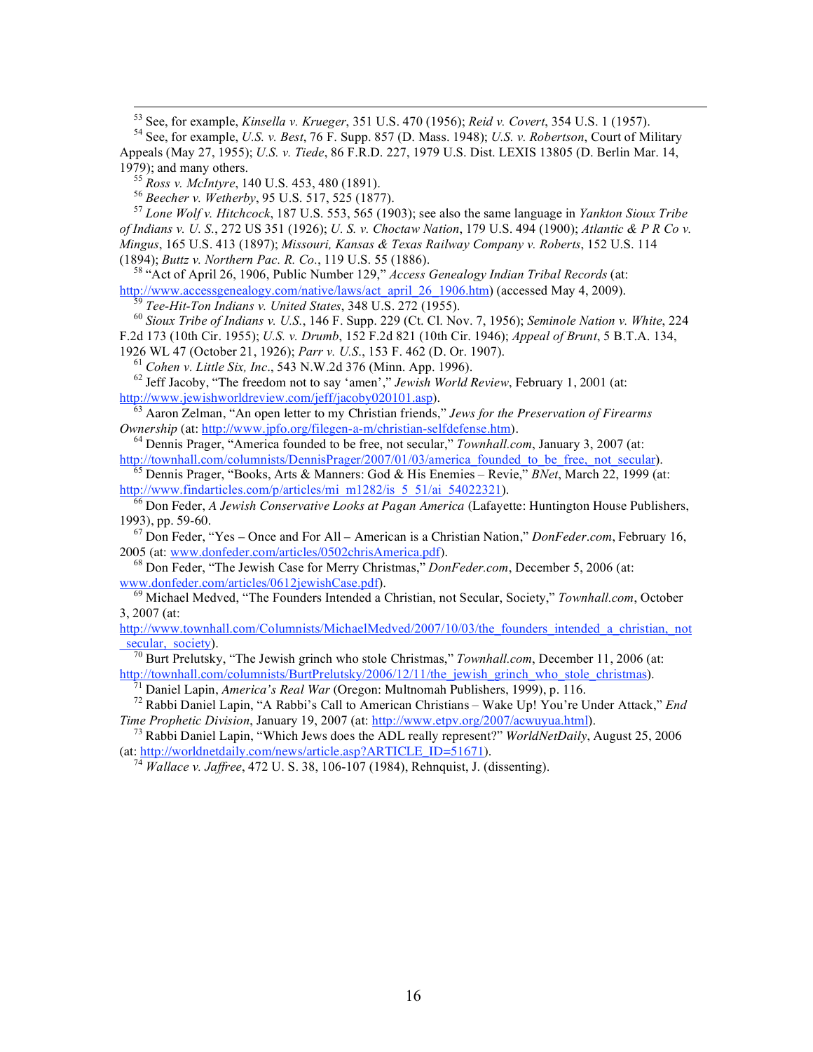[53] See, for example, *Kinsella v. Krueger*, 351 U.S. 470 (1956); *Reid v. Covert*, 354 U.S. 1 (1957).

[54] See, for example, *U.S. v. Best*, 76 F. Supp. 857 (D. Mass. 1948); *U.S. v. Robertson*, Court of Military Appeals (May 27, 1955); *U.S. v. Tiede*, 86 F.R.D. 227, 1979 U.S. Dist. LEXIS 13805 (D. Berlin Mar. 14, 1979); and many others.

[55] *Ross v. McIntyre*, 140 U.S. 453, 480 (1891).

[56] *Beecher v. Wetherby*, 95 U.S. 517, 525 (1877).

[57] *Lone Wolf v. Hitchcock*, 187 U.S. 553, 565 (1903); see also the same language in *Yankton Sioux Tribe of Indians v. U. S.*, 272 US 351 (1926); *U. S. v. Choctaw Nation*, 179 U.S. 494 (1900); *Atlantic & P R Co v. Mingus*, 165 U.S. 413 (1897); *Missouri, Kansas & Texas Railway Company v. Roberts*, 152 U.S. 114 (1894); *Buttz v. Northern Pac. R. Co.*, 119 U.S. 55 (1886).

[58] "Act of April 26, 1906, Public Number 129," *Access Genealogy Indian Tribal Records* (at: http://www.accessgenealogy.com/native/laws/act_april_26_1906.htm) (accessed May 4, 2009).

[59] *Tee-Hit-Ton Indians v. United States*, 348 U.S. 272 (1955).

[60] *Sioux Tribe of Indians v. U.S.*, 146 F. Supp. 229 (Ct. Cl. Nov. 7, 1956); *Seminole Nation v. White*, 224 F.2d 173 (10th Cir. 1955); *U.S. v. Drumb*, 152 F.2d 821 (10th Cir. 1946); *Appeal of Brunt*, 5 B.T.A. 134, 1926 WL 47 (October 21, 1926); *Parr v. U.S.*, 153 F. 462 (D. Or. 1907).

[61] *Cohen v. Little Six, Inc*., 543 N.W.2d 376 (Minn. App. 1996).

[62] Jeff Jacoby, "The freedom not to say 'amen'," *Jewish World Review*, February 1, 2001 (at: http://www.jewishworldreview.com/jeff/jacoby020101.asp).

[63] Aaron Zelman, "An open letter to my Christian friends," *Jews for the Preservation of Firearms Ownership* (at: http://www.jpfo.org/filegen-a-m/christian-selfdefense.htm).

[64] Dennis Prager, "America founded to be free, not secular," *Townhall.com*, January 3, 2007 (at: http://townhall.com/columnists/DennisPrager/2007/01/03/america_founded_to_be_free,_not_secular).

[65] Dennis Prager, "Books, Arts & Manners: God & His Enemies – Revie," *BNet*, March 22, 1999 (at: http://www.findarticles.com/p/articles/mi_m1282/is_5_51/ai_54022321).

[66] Don Feder, *A Jewish Conservative Looks at Pagan America* (Lafayette: Huntington House Publishers, 1993), pp. 59-60.

[67] Don Feder, "Yes – Once and For All – American is a Christian Nation," *DonFeder.com*, February 16, 2005 (at: www.donfeder.com/articles/0502chrisAmerica.pdf).

[68] Don Feder, "The Jewish Case for Merry Christmas," *DonFeder.com*, December 5, 2006 (at: www.donfeder.com/articles/0612jewishCase.pdf).

[69] Michael Medved, "The Founders Intended a Christian, not Secular, Society," *Townhall.com*, October 3, 2007 (at: http://www.townhall.com/Columnists/MichaelMedved/2007/10/03/the_founders_intended_a_christian,_not_secular,_society).

[70] Burt Prelutsky, "The Jewish grinch who stole Christmas," *Townhall.com*, December 11, 2006 (at: http://townhall.com/columnists/BurtPrelutsky/2006/12/11/the_jewish_grinch_who_stole_christmas).

[71] Daniel Lapin, *America's Real War* (Oregon: Multnomah Publishers, 1999), p. 116.

[72] Rabbi Daniel Lapin, "A Rabbi's Call to American Christians – Wake Up! You're Under Attack," *End Time Prophetic Division*, January 19, 2007 (at: http://www.etpv.org/2007/acwuyua.html).

[73] Rabbi Daniel Lapin, "Which Jews does the ADL really represent?" *WorldNetDaily*, August 25, 2006 (at: http://worldnetdaily.com/news/article.asp?ARTICLE_ID=51671).

[74] *Wallace v. Jaffree*, 472 U. S. 38, 106-107 (1984), Rehnquist, J. (dissenting).